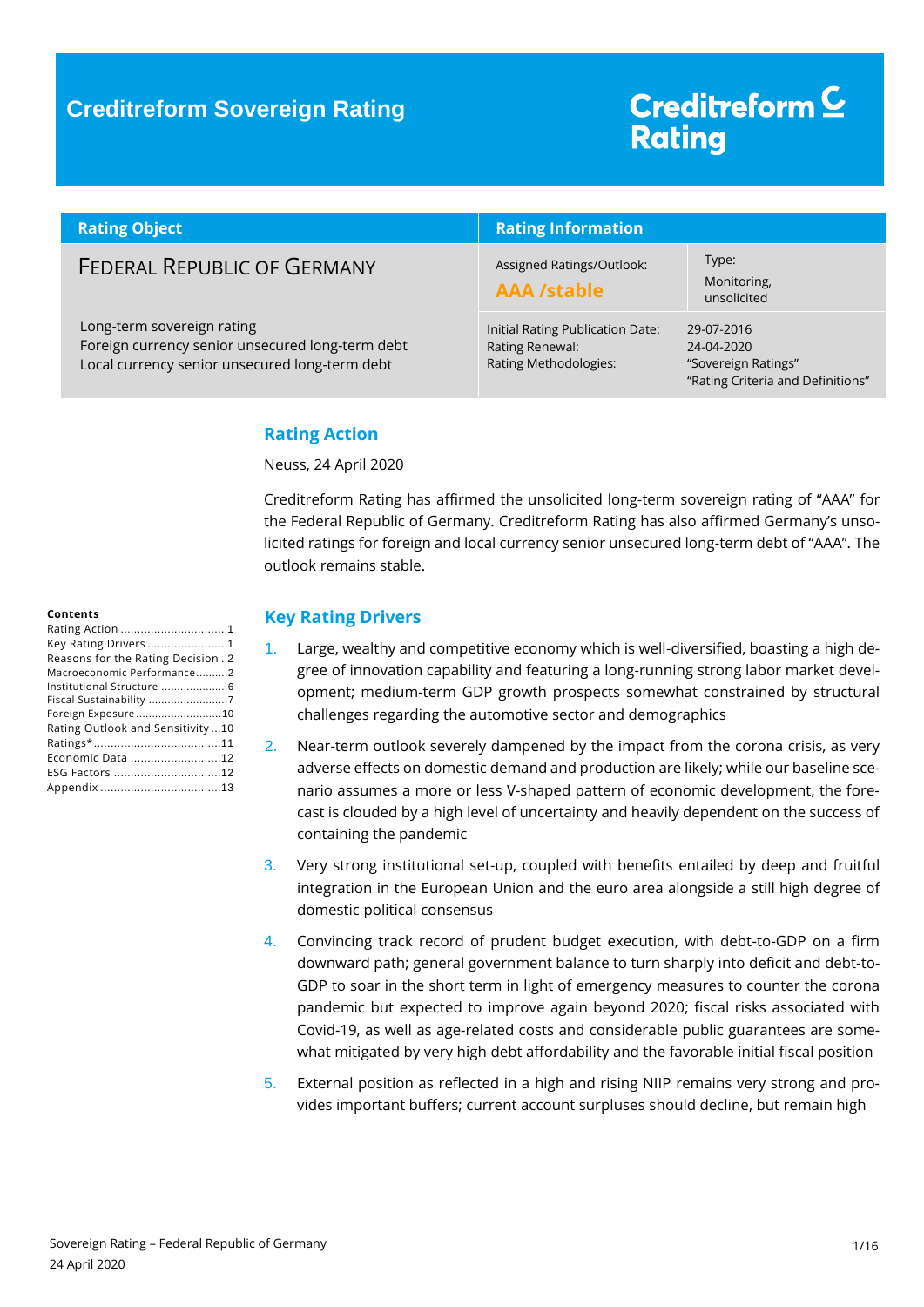# Creditreform Sovereign Rating

Creditreform Rating

| Rating Object | Rating Information | |
|---|---|---|
| **FEDERAL REPUBLIC OF GERMANY** | Assigned Ratings/Outlook: **AAA /stable** | Type: Monitoring, unsolicited |
| Long-term sovereign rating<br>Foreign currency senior unsecured long-term debt<br>Local currency senior unsecured long-term debt | Initial Rating Publication Date:<br>Rating Renewal:<br>Rating Methodologies: | 29-07-2016<br>24-04-2020<br>"Sovereign Ratings"<br>"Rating Criteria and Definitions" |

**Contents**

- Rating Action ............................... 1
- Key Rating Drivers ....................... 1
- Reasons for the Rating Decision . 2
- Macroeconomic Performance..........2
- Institutional Structure ....................6
- Fiscal Sustainability ........................7
- Foreign Exposure ..........................10
- Rating Outlook and Sensitivity ...10
- Ratings* ......................................11
- Economic Data ...........................12
- ESG Factors ................................12
- Appendix ....................................13

## Rating Action

Neuss, 24 April 2020

Creditreform Rating has affirmed the unsolicited long-term sovereign rating of "AAA" for the Federal Republic of Germany. Creditreform Rating has also affirmed Germany's unsolicited ratings for foreign and local currency senior unsecured long-term debt of "AAA". The outlook remains stable.

## Key Rating Drivers

1. Large, wealthy and competitive economy which is well-diversified, boasting a high degree of innovation capability and featuring a long-running strong labor market development; medium-term GDP growth prospects somewhat constrained by structural challenges regarding the automotive sector and demographics
2. Near-term outlook severely dampened by the impact from the corona crisis, as very adverse effects on domestic demand and production are likely; while our baseline scenario assumes a more or less V-shaped pattern of economic development, the forecast is clouded by a high level of uncertainty and heavily dependent on the success of containing the pandemic
3. Very strong institutional set-up, coupled with benefits entailed by deep and fruitful integration in the European Union and the euro area alongside a still high degree of domestic political consensus
4. Convincing track record of prudent budget execution, with debt-to-GDP on a firm downward path; general government balance to turn sharply into deficit and debt-to-GDP to soar in the short term in light of emergency measures to counter the corona pandemic but expected to improve again beyond 2020; fiscal risks associated with Covid-19, as well as age-related costs and considerable public guarantees are somewhat mitigated by very high debt affordability and the favorable initial fiscal position
5. External position as reflected in a high and rising NIIP remains very strong and provides important buffers; current account surpluses should decline, but remain high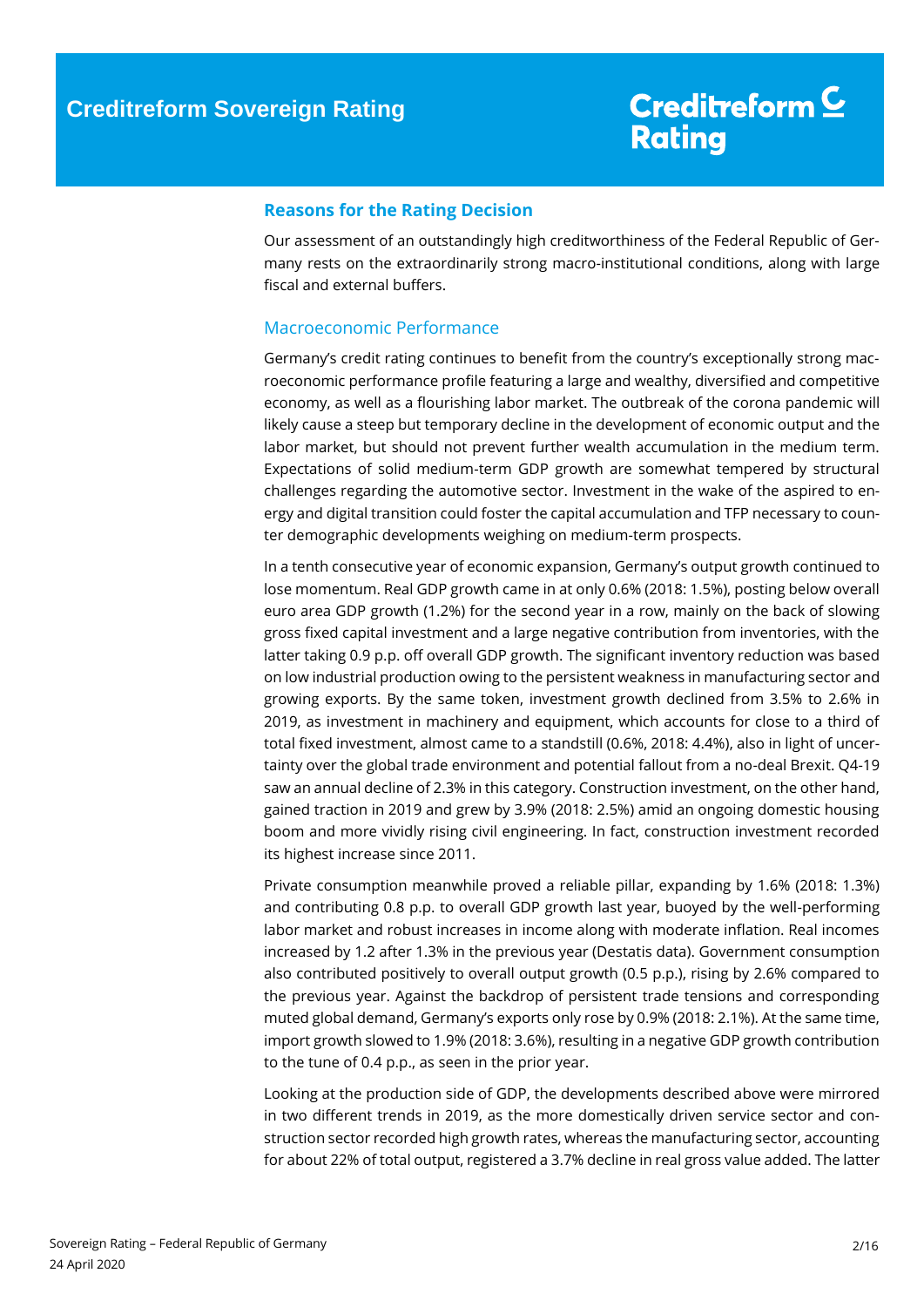## Reasons for the Rating Decision

Our assessment of an outstandingly high creditworthiness of the Federal Republic of Germany rests on the extraordinarily strong macro-institutional conditions, along with large fiscal and external buffers.

### Macroeconomic Performance

Germany's credit rating continues to benefit from the country's exceptionally strong macroeconomic performance profile featuring a large and wealthy, diversified and competitive economy, as well as a flourishing labor market. The outbreak of the corona pandemic will likely cause a steep but temporary decline in the development of economic output and the labor market, but should not prevent further wealth accumulation in the medium term. Expectations of solid medium-term GDP growth are somewhat tempered by structural challenges regarding the automotive sector. Investment in the wake of the aspired to energy and digital transition could foster the capital accumulation and TFP necessary to counter demographic developments weighing on medium-term prospects.

In a tenth consecutive year of economic expansion, Germany's output growth continued to lose momentum. Real GDP growth came in at only 0.6% (2018: 1.5%), posting below overall euro area GDP growth (1.2%) for the second year in a row, mainly on the back of slowing gross fixed capital investment and a large negative contribution from inventories, with the latter taking 0.9 p.p. off overall GDP growth. The significant inventory reduction was based on low industrial production owing to the persistent weakness in manufacturing sector and growing exports. By the same token, investment growth declined from 3.5% to 2.6% in 2019, as investment in machinery and equipment, which accounts for close to a third of total fixed investment, almost came to a standstill (0.6%, 2018: 4.4%), also in light of uncertainty over the global trade environment and potential fallout from a no-deal Brexit. Q4-19 saw an annual decline of 2.3% in this category. Construction investment, on the other hand, gained traction in 2019 and grew by 3.9% (2018: 2.5%) amid an ongoing domestic housing boom and more vividly rising civil engineering. In fact, construction investment recorded its highest increase since 2011.

Private consumption meanwhile proved a reliable pillar, expanding by 1.6% (2018: 1.3%) and contributing 0.8 p.p. to overall GDP growth last year, buoyed by the well-performing labor market and robust increases in income along with moderate inflation. Real incomes increased by 1.2 after 1.3% in the previous year (Destatis data). Government consumption also contributed positively to overall output growth (0.5 p.p.), rising by 2.6% compared to the previous year. Against the backdrop of persistent trade tensions and corresponding muted global demand, Germany's exports only rose by 0.9% (2018: 2.1%). At the same time, import growth slowed to 1.9% (2018: 3.6%), resulting in a negative GDP growth contribution to the tune of 0.4 p.p., as seen in the prior year.

Looking at the production side of GDP, the developments described above were mirrored in two different trends in 2019, as the more domestically driven service sector and construction sector recorded high growth rates, whereas the manufacturing sector, accounting for about 22% of total output, registered a 3.7% decline in real gross value added. The latter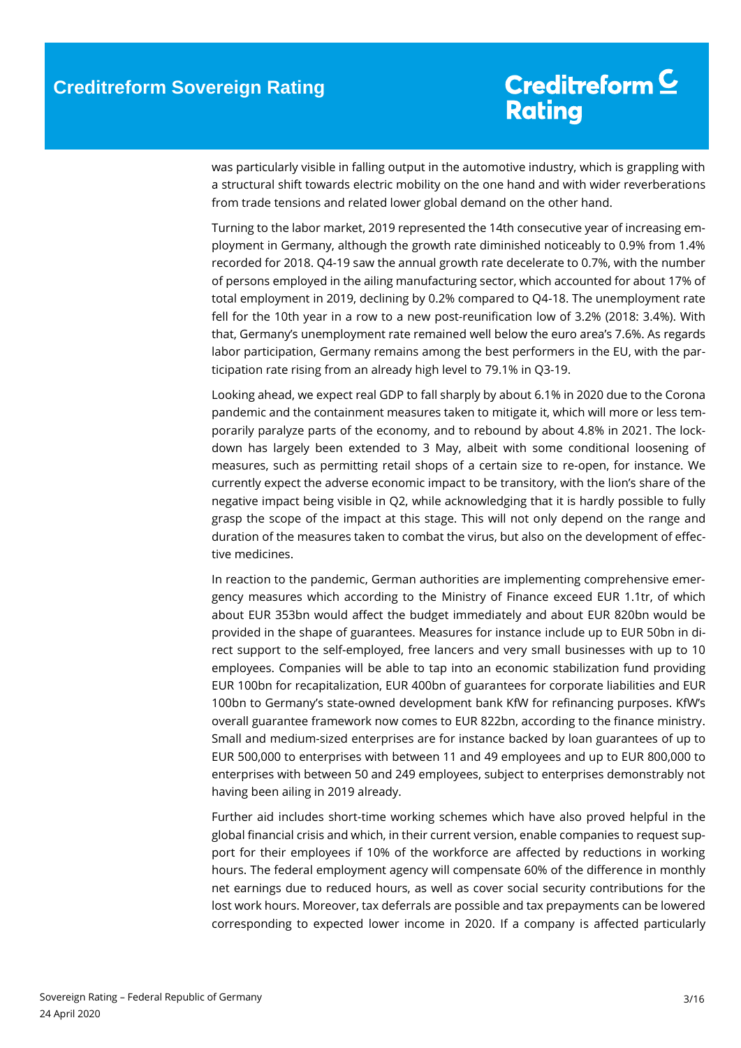was particularly visible in falling output in the automotive industry, which is grappling with a structural shift towards electric mobility on the one hand and with wider reverberations from trade tensions and related lower global demand on the other hand.

Turning to the labor market, 2019 represented the 14th consecutive year of increasing employment in Germany, although the growth rate diminished noticeably to 0.9% from 1.4% recorded for 2018. Q4-19 saw the annual growth rate decelerate to 0.7%, with the number of persons employed in the ailing manufacturing sector, which accounted for about 17% of total employment in 2019, declining by 0.2% compared to Q4-18. The unemployment rate fell for the 10th year in a row to a new post-reunification low of 3.2% (2018: 3.4%). With that, Germany's unemployment rate remained well below the euro area's 7.6%. As regards labor participation, Germany remains among the best performers in the EU, with the participation rate rising from an already high level to 79.1% in Q3-19.

Looking ahead, we expect real GDP to fall sharply by about 6.1% in 2020 due to the Corona pandemic and the containment measures taken to mitigate it, which will more or less temporarily paralyze parts of the economy, and to rebound by about 4.8% in 2021. The lockdown has largely been extended to 3 May, albeit with some conditional loosening of measures, such as permitting retail shops of a certain size to re-open, for instance. We currently expect the adverse economic impact to be transitory, with the lion's share of the negative impact being visible in Q2, while acknowledging that it is hardly possible to fully grasp the scope of the impact at this stage. This will not only depend on the range and duration of the measures taken to combat the virus, but also on the development of effective medicines.

In reaction to the pandemic, German authorities are implementing comprehensive emergency measures which according to the Ministry of Finance exceed EUR 1.1tr, of which about EUR 353bn would affect the budget immediately and about EUR 820bn would be provided in the shape of guarantees. Measures for instance include up to EUR 50bn in direct support to the self-employed, free lancers and very small businesses with up to 10 employees. Companies will be able to tap into an economic stabilization fund providing EUR 100bn for recapitalization, EUR 400bn of guarantees for corporate liabilities and EUR 100bn to Germany's state-owned development bank KfW for refinancing purposes. KfW's overall guarantee framework now comes to EUR 822bn, according to the finance ministry. Small and medium-sized enterprises are for instance backed by loan guarantees of up to EUR 500,000 to enterprises with between 11 and 49 employees and up to EUR 800,000 to enterprises with between 50 and 249 employees, subject to enterprises demonstrably not having been ailing in 2019 already.

Further aid includes short-time working schemes which have also proved helpful in the global financial crisis and which, in their current version, enable companies to request support for their employees if 10% of the workforce are affected by reductions in working hours. The federal employment agency will compensate 60% of the difference in monthly net earnings due to reduced hours, as well as cover social security contributions for the lost work hours. Moreover, tax deferrals are possible and tax prepayments can be lowered corresponding to expected lower income in 2020. If a company is affected particularly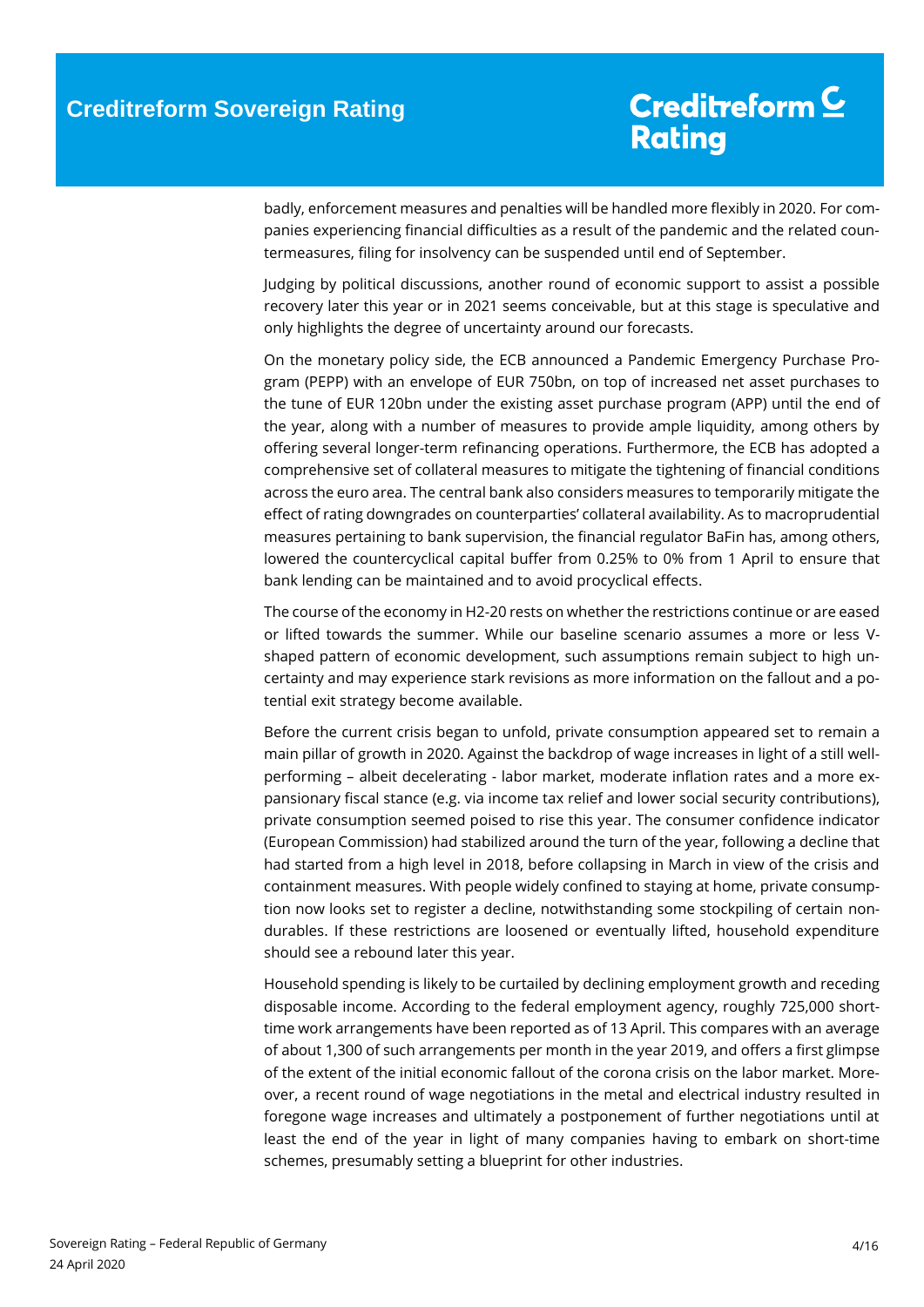badly, enforcement measures and penalties will be handled more flexibly in 2020. For companies experiencing financial difficulties as a result of the pandemic and the related countermeasures, filing for insolvency can be suspended until end of September.

Judging by political discussions, another round of economic support to assist a possible recovery later this year or in 2021 seems conceivable, but at this stage is speculative and only highlights the degree of uncertainty around our forecasts.

On the monetary policy side, the ECB announced a Pandemic Emergency Purchase Program (PEPP) with an envelope of EUR 750bn, on top of increased net asset purchases to the tune of EUR 120bn under the existing asset purchase program (APP) until the end of the year, along with a number of measures to provide ample liquidity, among others by offering several longer-term refinancing operations. Furthermore, the ECB has adopted a comprehensive set of collateral measures to mitigate the tightening of financial conditions across the euro area. The central bank also considers measures to temporarily mitigate the effect of rating downgrades on counterparties' collateral availability. As to macroprudential measures pertaining to bank supervision, the financial regulator BaFin has, among others, lowered the countercyclical capital buffer from 0.25% to 0% from 1 April to ensure that bank lending can be maintained and to avoid procyclical effects.

The course of the economy in H2-20 rests on whether the restrictions continue or are eased or lifted towards the summer. While our baseline scenario assumes a more or less V-shaped pattern of economic development, such assumptions remain subject to high uncertainty and may experience stark revisions as more information on the fallout and a potential exit strategy become available.

Before the current crisis began to unfold, private consumption appeared set to remain a main pillar of growth in 2020. Against the backdrop of wage increases in light of a still well-performing – albeit decelerating - labor market, moderate inflation rates and a more expansionary fiscal stance (e.g. via income tax relief and lower social security contributions), private consumption seemed poised to rise this year. The consumer confidence indicator (European Commission) had stabilized around the turn of the year, following a decline that had started from a high level in 2018, before collapsing in March in view of the crisis and containment measures. With people widely confined to staying at home, private consumption now looks set to register a decline, notwithstanding some stockpiling of certain non-durables. If these restrictions are loosened or eventually lifted, household expenditure should see a rebound later this year.

Household spending is likely to be curtailed by declining employment growth and receding disposable income. According to the federal employment agency, roughly 725,000 short-time work arrangements have been reported as of 13 April. This compares with an average of about 1,300 of such arrangements per month in the year 2019, and offers a first glimpse of the extent of the initial economic fallout of the corona crisis on the labor market. Moreover, a recent round of wage negotiations in the metal and electrical industry resulted in foregone wage increases and ultimately a postponement of further negotiations until at least the end of the year in light of many companies having to embark on short-time schemes, presumably setting a blueprint for other industries.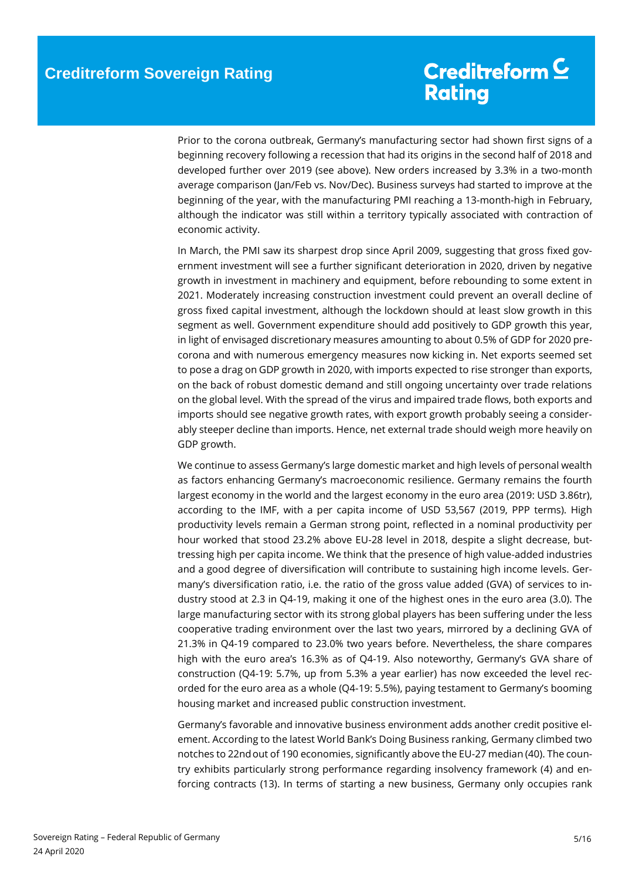Prior to the corona outbreak, Germany's manufacturing sector had shown first signs of a beginning recovery following a recession that had its origins in the second half of 2018 and developed further over 2019 (see above). New orders increased by 3.3% in a two-month average comparison (Jan/Feb vs. Nov/Dec). Business surveys had started to improve at the beginning of the year, with the manufacturing PMI reaching a 13-month-high in February, although the indicator was still within a territory typically associated with contraction of economic activity.

In March, the PMI saw its sharpest drop since April 2009, suggesting that gross fixed government investment will see a further significant deterioration in 2020, driven by negative growth in investment in machinery and equipment, before rebounding to some extent in 2021. Moderately increasing construction investment could prevent an overall decline of gross fixed capital investment, although the lockdown should at least slow growth in this segment as well. Government expenditure should add positively to GDP growth this year, in light of envisaged discretionary measures amounting to about 0.5% of GDP for 2020 pre-corona and with numerous emergency measures now kicking in. Net exports seemed set to pose a drag on GDP growth in 2020, with imports expected to rise stronger than exports, on the back of robust domestic demand and still ongoing uncertainty over trade relations on the global level. With the spread of the virus and impaired trade flows, both exports and imports should see negative growth rates, with export growth probably seeing a considerably steeper decline than imports. Hence, net external trade should weigh more heavily on GDP growth.

We continue to assess Germany's large domestic market and high levels of personal wealth as factors enhancing Germany's macroeconomic resilience. Germany remains the fourth largest economy in the world and the largest economy in the euro area (2019: USD 3.86tr), according to the IMF, with a per capita income of USD 53,567 (2019, PPP terms). High productivity levels remain a German strong point, reflected in a nominal productivity per hour worked that stood 23.2% above EU-28 level in 2018, despite a slight decrease, buttressing high per capita income. We think that the presence of high value-added industries and a good degree of diversification will contribute to sustaining high income levels. Germany's diversification ratio, i.e. the ratio of the gross value added (GVA) of services to industry stood at 2.3 in Q4-19, making it one of the highest ones in the euro area (3.0). The large manufacturing sector with its strong global players has been suffering under the less cooperative trading environment over the last two years, mirrored by a declining GVA of 21.3% in Q4-19 compared to 23.0% two years before. Nevertheless, the share compares high with the euro area's 16.3% as of Q4-19. Also noteworthy, Germany's GVA share of construction (Q4-19: 5.7%, up from 5.3% a year earlier) has now exceeded the level recorded for the euro area as a whole (Q4-19: 5.5%), paying testament to Germany's booming housing market and increased public construction investment.

Germany's favorable and innovative business environment adds another credit positive element. According to the latest World Bank's Doing Business ranking, Germany climbed two notches to 22nd out of 190 economies, significantly above the EU-27 median (40). The country exhibits particularly strong performance regarding insolvency framework (4) and enforcing contracts (13). In terms of starting a new business, Germany only occupies rank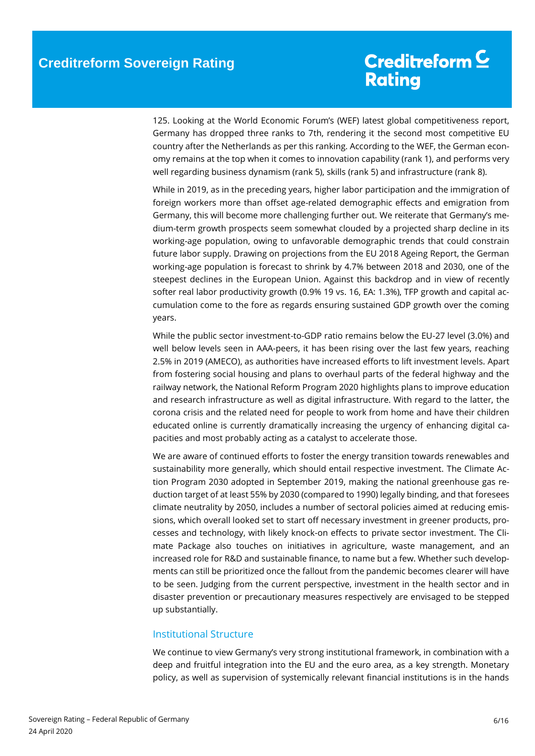125. Looking at the World Economic Forum's (WEF) latest global competitiveness report, Germany has dropped three ranks to 7th, rendering it the second most competitive EU country after the Netherlands as per this ranking. According to the WEF, the German economy remains at the top when it comes to innovation capability (rank 1), and performs very well regarding business dynamism (rank 5), skills (rank 5) and infrastructure (rank 8).

While in 2019, as in the preceding years, higher labor participation and the immigration of foreign workers more than offset age-related demographic effects and emigration from Germany, this will become more challenging further out. We reiterate that Germany's medium-term growth prospects seem somewhat clouded by a projected sharp decline in its working-age population, owing to unfavorable demographic trends that could constrain future labor supply. Drawing on projections from the EU 2018 Ageing Report, the German working-age population is forecast to shrink by 4.7% between 2018 and 2030, one of the steepest declines in the European Union. Against this backdrop and in view of recently softer real labor productivity growth (0.9% 19 vs. 16, EA: 1.3%), TFP growth and capital accumulation come to the fore as regards ensuring sustained GDP growth over the coming years.

While the public sector investment-to-GDP ratio remains below the EU-27 level (3.0%) and well below levels seen in AAA-peers, it has been rising over the last few years, reaching 2.5% in 2019 (AMECO), as authorities have increased efforts to lift investment levels. Apart from fostering social housing and plans to overhaul parts of the federal highway and the railway network, the National Reform Program 2020 highlights plans to improve education and research infrastructure as well as digital infrastructure. With regard to the latter, the corona crisis and the related need for people to work from home and have their children educated online is currently dramatically increasing the urgency of enhancing digital capacities and most probably acting as a catalyst to accelerate those.

We are aware of continued efforts to foster the energy transition towards renewables and sustainability more generally, which should entail respective investment. The Climate Action Program 2030 adopted in September 2019, making the national greenhouse gas reduction target of at least 55% by 2030 (compared to 1990) legally binding, and that foresees climate neutrality by 2050, includes a number of sectoral policies aimed at reducing emissions, which overall looked set to start off necessary investment in greener products, processes and technology, with likely knock-on effects to private sector investment. The Climate Package also touches on initiatives in agriculture, waste management, and an increased role for R&D and sustainable finance, to name but a few. Whether such developments can still be prioritized once the fallout from the pandemic becomes clearer will have to be seen. Judging from the current perspective, investment in the health sector and in disaster prevention or precautionary measures respectively are envisaged to be stepped up substantially.

## Institutional Structure

We continue to view Germany's very strong institutional framework, in combination with a deep and fruitful integration into the EU and the euro area, as a key strength. Monetary policy, as well as supervision of systemically relevant financial institutions is in the hands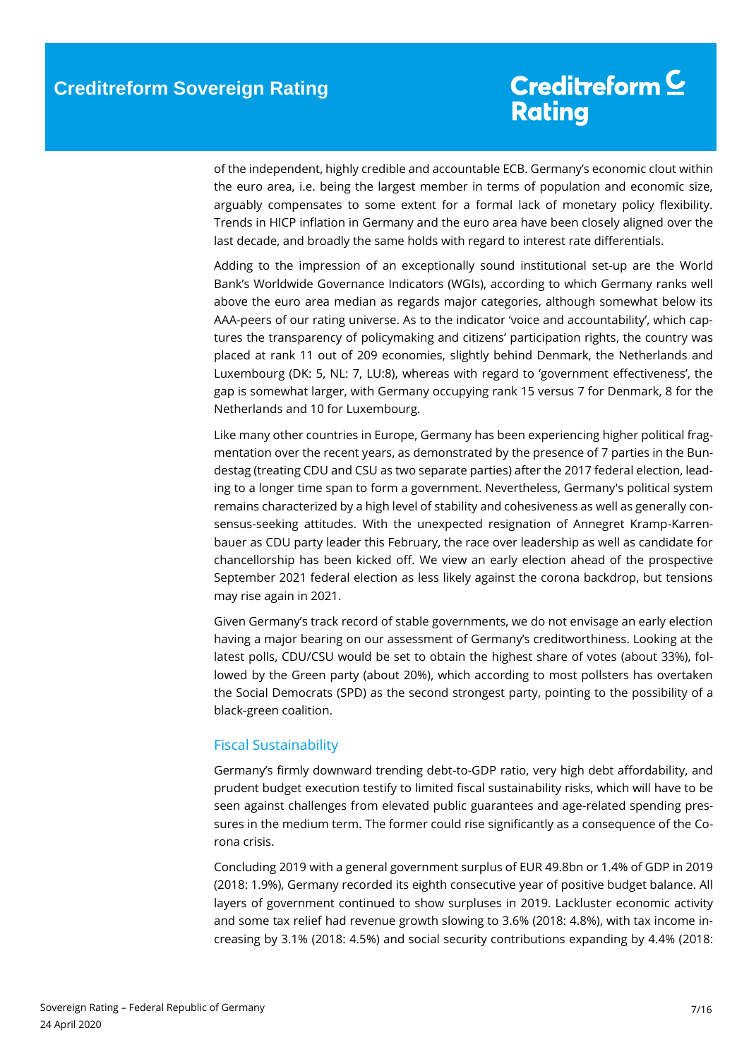of the independent, highly credible and accountable ECB. Germany's economic clout within the euro area, i.e. being the largest member in terms of population and economic size, arguably compensates to some extent for a formal lack of monetary policy flexibility. Trends in HICP inflation in Germany and the euro area have been closely aligned over the last decade, and broadly the same holds with regard to interest rate differentials.

Adding to the impression of an exceptionally sound institutional set-up are the World Bank's Worldwide Governance Indicators (WGIs), according to which Germany ranks well above the euro area median as regards major categories, although somewhat below its AAA-peers of our rating universe. As to the indicator 'voice and accountability', which captures the transparency of policymaking and citizens' participation rights, the country was placed at rank 11 out of 209 economies, slightly behind Denmark, the Netherlands and Luxembourg (DK: 5, NL: 7, LU:8), whereas with regard to 'government effectiveness', the gap is somewhat larger, with Germany occupying rank 15 versus 7 for Denmark, 8 for the Netherlands and 10 for Luxembourg.

Like many other countries in Europe, Germany has been experiencing higher political fragmentation over the recent years, as demonstrated by the presence of 7 parties in the Bundestag (treating CDU and CSU as two separate parties) after the 2017 federal election, leading to a longer time span to form a government. Nevertheless, Germany's political system remains characterized by a high level of stability and cohesiveness as well as generally consensus-seeking attitudes. With the unexpected resignation of Annegret Kramp-Karrenbauer as CDU party leader this February, the race over leadership as well as candidate for chancellorship has been kicked off. We view an early election ahead of the prospective September 2021 federal election as less likely against the corona backdrop, but tensions may rise again in 2021.

Given Germany's track record of stable governments, we do not envisage an early election having a major bearing on our assessment of Germany's creditworthiness. Looking at the latest polls, CDU/CSU would be set to obtain the highest share of votes (about 33%), followed by the Green party (about 20%), which according to most pollsters has overtaken the Social Democrats (SPD) as the second strongest party, pointing to the possibility of a black-green coalition.

## Fiscal Sustainability

Germany's firmly downward trending debt-to-GDP ratio, very high debt affordability, and prudent budget execution testify to limited fiscal sustainability risks, which will have to be seen against challenges from elevated public guarantees and age-related spending pressures in the medium term. The former could rise significantly as a consequence of the Corona crisis.

Concluding 2019 with a general government surplus of EUR 49.8bn or 1.4% of GDP in 2019 (2018: 1.9%), Germany recorded its eighth consecutive year of positive budget balance. All layers of government continued to show surpluses in 2019. Lackluster economic activity and some tax relief had revenue growth slowing to 3.6% (2018: 4.8%), with tax income increasing by 3.1% (2018: 4.5%) and social security contributions expanding by 4.4% (2018: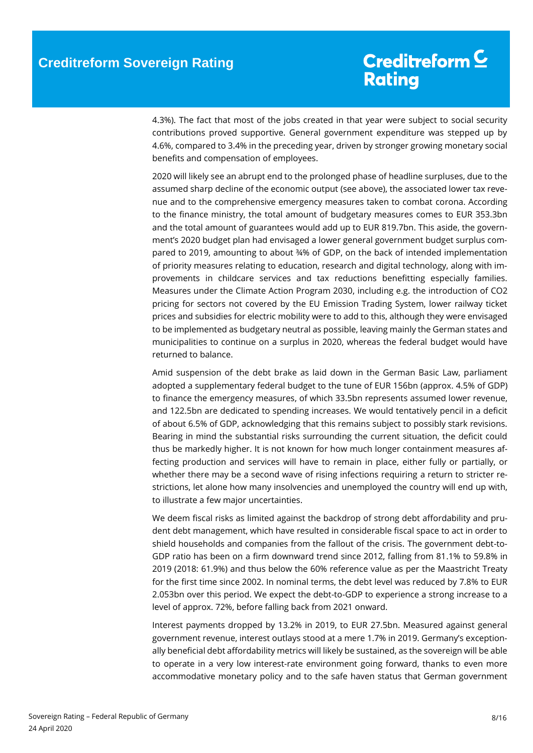4.3%). The fact that most of the jobs created in that year were subject to social security contributions proved supportive. General government expenditure was stepped up by 4.6%, compared to 3.4% in the preceding year, driven by stronger growing monetary social benefits and compensation of employees.

2020 will likely see an abrupt end to the prolonged phase of headline surpluses, due to the assumed sharp decline of the economic output (see above), the associated lower tax revenue and to the comprehensive emergency measures taken to combat corona. According to the finance ministry, the total amount of budgetary measures comes to EUR 353.3bn and the total amount of guarantees would add up to EUR 819.7bn. This aside, the government's 2020 budget plan had envisaged a lower general government budget surplus compared to 2019, amounting to about ¾% of GDP, on the back of intended implementation of priority measures relating to education, research and digital technology, along with improvements in childcare services and tax reductions benefitting especially families. Measures under the Climate Action Program 2030, including e.g. the introduction of CO2 pricing for sectors not covered by the EU Emission Trading System, lower railway ticket prices and subsidies for electric mobility were to add to this, although they were envisaged to be implemented as budgetary neutral as possible, leaving mainly the German states and municipalities to continue on a surplus in 2020, whereas the federal budget would have returned to balance.

Amid suspension of the debt brake as laid down in the German Basic Law, parliament adopted a supplementary federal budget to the tune of EUR 156bn (approx. 4.5% of GDP) to finance the emergency measures, of which 33.5bn represents assumed lower revenue, and 122.5bn are dedicated to spending increases. We would tentatively pencil in a deficit of about 6.5% of GDP, acknowledging that this remains subject to possibly stark revisions. Bearing in mind the substantial risks surrounding the current situation, the deficit could thus be markedly higher. It is not known for how much longer containment measures affecting production and services will have to remain in place, either fully or partially, or whether there may be a second wave of rising infections requiring a return to stricter restrictions, let alone how many insolvencies and unemployed the country will end up with, to illustrate a few major uncertainties.

We deem fiscal risks as limited against the backdrop of strong debt affordability and prudent debt management, which have resulted in considerable fiscal space to act in order to shield households and companies from the fallout of the crisis. The government debt-to-GDP ratio has been on a firm downward trend since 2012, falling from 81.1% to 59.8% in 2019 (2018: 61.9%) and thus below the 60% reference value as per the Maastricht Treaty for the first time since 2002. In nominal terms, the debt level was reduced by 7.8% to EUR 2.053bn over this period. We expect the debt-to-GDP to experience a strong increase to a level of approx. 72%, before falling back from 2021 onward.

Interest payments dropped by 13.2% in 2019, to EUR 27.5bn. Measured against general government revenue, interest outlays stood at a mere 1.7% in 2019. Germany's exceptionally beneficial debt affordability metrics will likely be sustained, as the sovereign will be able to operate in a very low interest-rate environment going forward, thanks to even more accommodative monetary policy and to the safe haven status that German government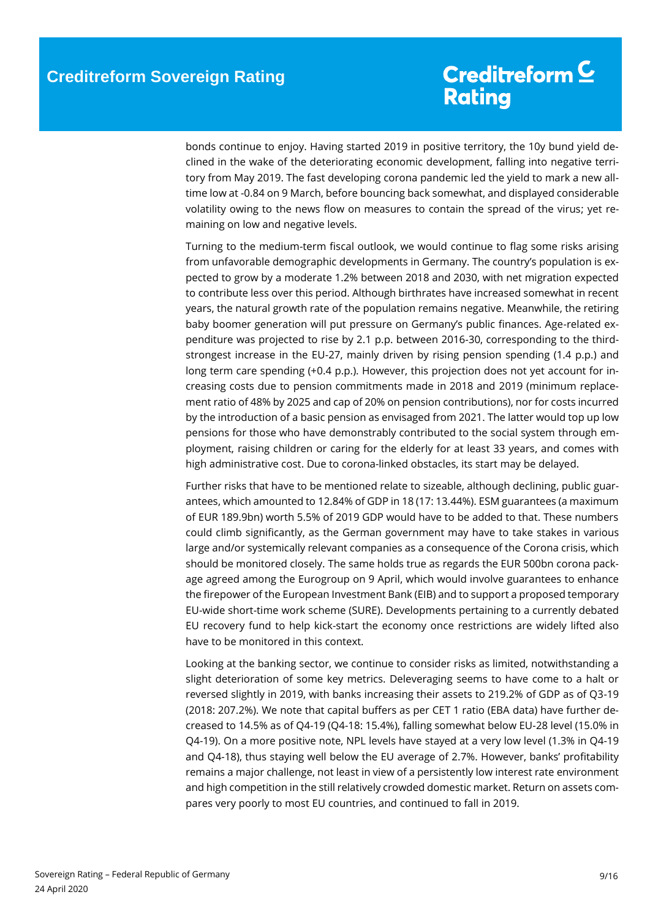bonds continue to enjoy. Having started 2019 in positive territory, the 10y bund yield declined in the wake of the deteriorating economic development, falling into negative territory from May 2019. The fast developing corona pandemic led the yield to mark a new all-time low at -0.84 on 9 March, before bouncing back somewhat, and displayed considerable volatility owing to the news flow on measures to contain the spread of the virus; yet remaining on low and negative levels.

Turning to the medium-term fiscal outlook, we would continue to flag some risks arising from unfavorable demographic developments in Germany. The country's population is expected to grow by a moderate 1.2% between 2018 and 2030, with net migration expected to contribute less over this period. Although birthrates have increased somewhat in recent years, the natural growth rate of the population remains negative. Meanwhile, the retiring baby boomer generation will put pressure on Germany's public finances. Age-related expenditure was projected to rise by 2.1 p.p. between 2016-30, corresponding to the third-strongest increase in the EU-27, mainly driven by rising pension spending (1.4 p.p.) and long term care spending (+0.4 p.p.). However, this projection does not yet account for increasing costs due to pension commitments made in 2018 and 2019 (minimum replacement ratio of 48% by 2025 and cap of 20% on pension contributions), nor for costs incurred by the introduction of a basic pension as envisaged from 2021. The latter would top up low pensions for those who have demonstrably contributed to the social system through employment, raising children or caring for the elderly for at least 33 years, and comes with high administrative cost. Due to corona-linked obstacles, its start may be delayed.

Further risks that have to be mentioned relate to sizeable, although declining, public guarantees, which amounted to 12.84% of GDP in 18 (17: 13.44%). ESM guarantees (a maximum of EUR 189.9bn) worth 5.5% of 2019 GDP would have to be added to that. These numbers could climb significantly, as the German government may have to take stakes in various large and/or systemically relevant companies as a consequence of the Corona crisis, which should be monitored closely. The same holds true as regards the EUR 500bn corona package agreed among the Eurogroup on 9 April, which would involve guarantees to enhance the firepower of the European Investment Bank (EIB) and to support a proposed temporary EU-wide short-time work scheme (SURE). Developments pertaining to a currently debated EU recovery fund to help kick-start the economy once restrictions are widely lifted also have to be monitored in this context.

Looking at the banking sector, we continue to consider risks as limited, notwithstanding a slight deterioration of some key metrics. Deleveraging seems to have come to a halt or reversed slightly in 2019, with banks increasing their assets to 219.2% of GDP as of Q3-19 (2018: 207.2%). We note that capital buffers as per CET 1 ratio (EBA data) have further decreased to 14.5% as of Q4-19 (Q4-18: 15.4%), falling somewhat below EU-28 level (15.0% in Q4-19). On a more positive note, NPL levels have stayed at a very low level (1.3% in Q4-19 and Q4-18), thus staying well below the EU average of 2.7%. However, banks' profitability remains a major challenge, not least in view of a persistently low interest rate environment and high competition in the still relatively crowded domestic market. Return on assets compares very poorly to most EU countries, and continued to fall in 2019.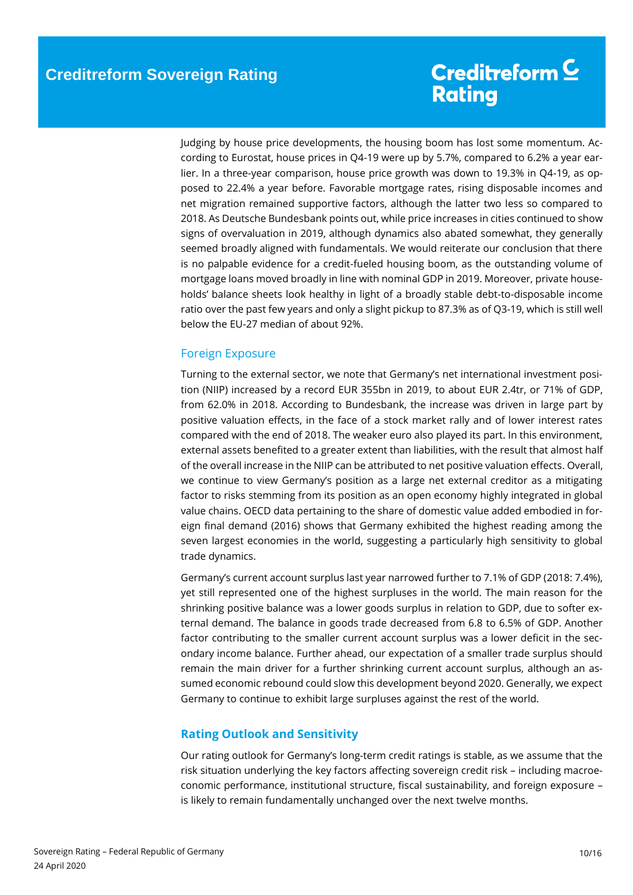Judging by house price developments, the housing boom has lost some momentum. According to Eurostat, house prices in Q4-19 were up by 5.7%, compared to 6.2% a year earlier. In a three-year comparison, house price growth was down to 19.3% in Q4-19, as opposed to 22.4% a year before. Favorable mortgage rates, rising disposable incomes and net migration remained supportive factors, although the latter two less so compared to 2018. As Deutsche Bundesbank points out, while price increases in cities continued to show signs of overvaluation in 2019, although dynamics also abated somewhat, they generally seemed broadly aligned with fundamentals. We would reiterate our conclusion that there is no palpable evidence for a credit-fueled housing boom, as the outstanding volume of mortgage loans moved broadly in line with nominal GDP in 2019. Moreover, private households' balance sheets look healthy in light of a broadly stable debt-to-disposable income ratio over the past few years and only a slight pickup to 87.3% as of Q3-19, which is still well below the EU-27 median of about 92%.

## Foreign Exposure

Turning to the external sector, we note that Germany's net international investment position (NIIP) increased by a record EUR 355bn in 2019, to about EUR 2.4tr, or 71% of GDP, from 62.0% in 2018. According to Bundesbank, the increase was driven in large part by positive valuation effects, in the face of a stock market rally and of lower interest rates compared with the end of 2018. The weaker euro also played its part. In this environment, external assets benefited to a greater extent than liabilities, with the result that almost half of the overall increase in the NIIP can be attributed to net positive valuation effects. Overall, we continue to view Germany's position as a large net external creditor as a mitigating factor to risks stemming from its position as an open economy highly integrated in global value chains. OECD data pertaining to the share of domestic value added embodied in foreign final demand (2016) shows that Germany exhibited the highest reading among the seven largest economies in the world, suggesting a particularly high sensitivity to global trade dynamics.

Germany's current account surplus last year narrowed further to 7.1% of GDP (2018: 7.4%), yet still represented one of the highest surpluses in the world. The main reason for the shrinking positive balance was a lower goods surplus in relation to GDP, due to softer external demand. The balance in goods trade decreased from 6.8 to 6.5% of GDP. Another factor contributing to the smaller current account surplus was a lower deficit in the secondary income balance. Further ahead, our expectation of a smaller trade surplus should remain the main driver for a further shrinking current account surplus, although an assumed economic rebound could slow this development beyond 2020. Generally, we expect Germany to continue to exhibit large surpluses against the rest of the world.

## Rating Outlook and Sensitivity

Our rating outlook for Germany's long-term credit ratings is stable, as we assume that the risk situation underlying the key factors affecting sovereign credit risk – including macroeconomic performance, institutional structure, fiscal sustainability, and foreign exposure – is likely to remain fundamentally unchanged over the next twelve months.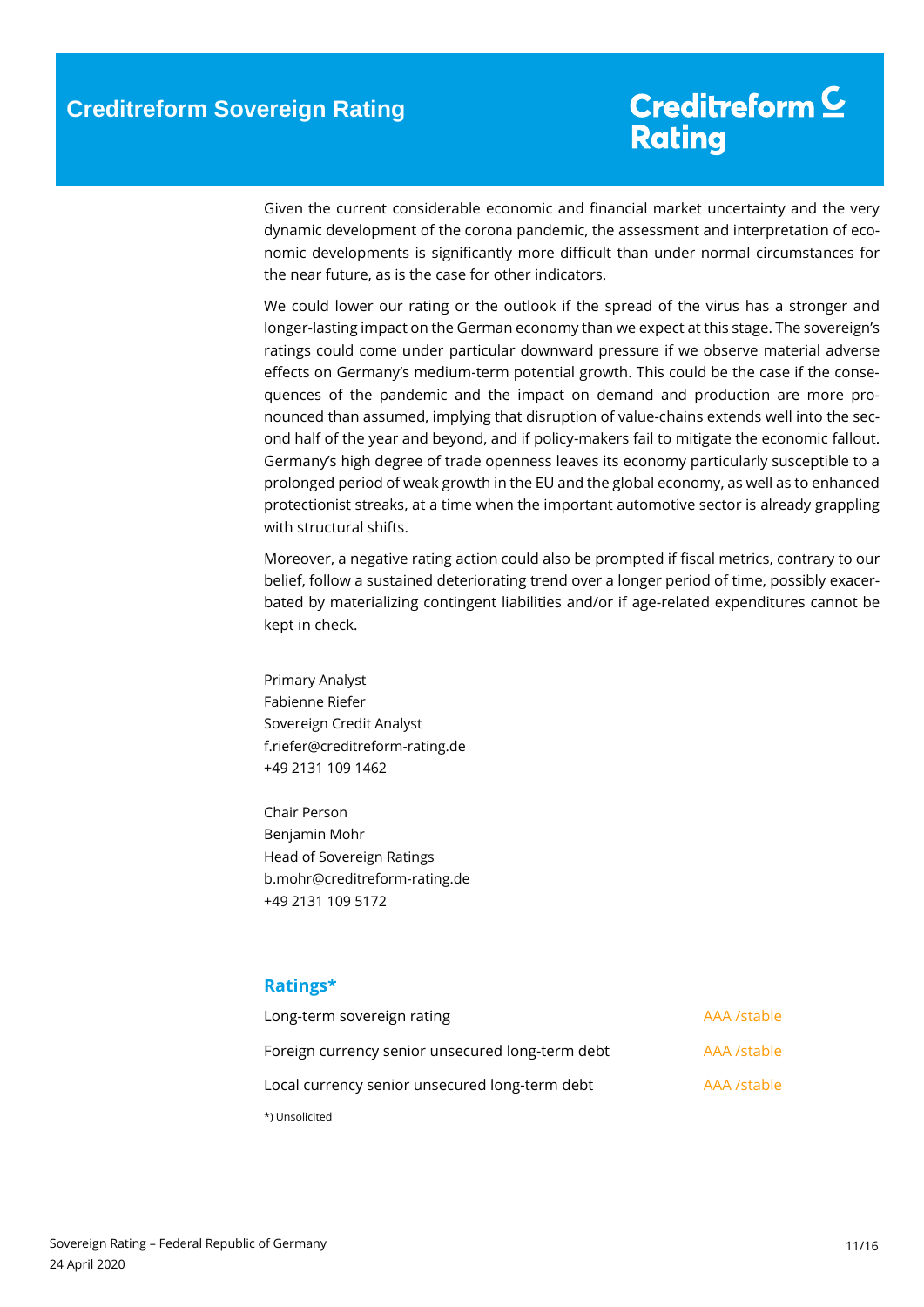Given the current considerable economic and financial market uncertainty and the very dynamic development of the corona pandemic, the assessment and interpretation of economic developments is significantly more difficult than under normal circumstances for the near future, as is the case for other indicators.

We could lower our rating or the outlook if the spread of the virus has a stronger and longer-lasting impact on the German economy than we expect at this stage. The sovereign's ratings could come under particular downward pressure if we observe material adverse effects on Germany's medium-term potential growth. This could be the case if the consequences of the pandemic and the impact on demand and production are more pronounced than assumed, implying that disruption of value-chains extends well into the second half of the year and beyond, and if policy-makers fail to mitigate the economic fallout. Germany's high degree of trade openness leaves its economy particularly susceptible to a prolonged period of weak growth in the EU and the global economy, as well as to enhanced protectionist streaks, at a time when the important automotive sector is already grappling with structural shifts.

Moreover, a negative rating action could also be prompted if fiscal metrics, contrary to our belief, follow a sustained deteriorating trend over a longer period of time, possibly exacerbated by materializing contingent liabilities and/or if age-related expenditures cannot be kept in check.

Primary Analyst
Fabienne Riefer
Sovereign Credit Analyst
f.riefer@creditreform-rating.de
+49 2131 109 1462

Chair Person
Benjamin Mohr
Head of Sovereign Ratings
b.mohr@creditreform-rating.de
+49 2131 109 5172

## Ratings*

| | |
|---|---|
| Long-term sovereign rating | AAA /stable |
| Foreign currency senior unsecured long-term debt | AAA /stable |
| Local currency senior unsecured long-term debt | AAA /stable |

*) Unsolicited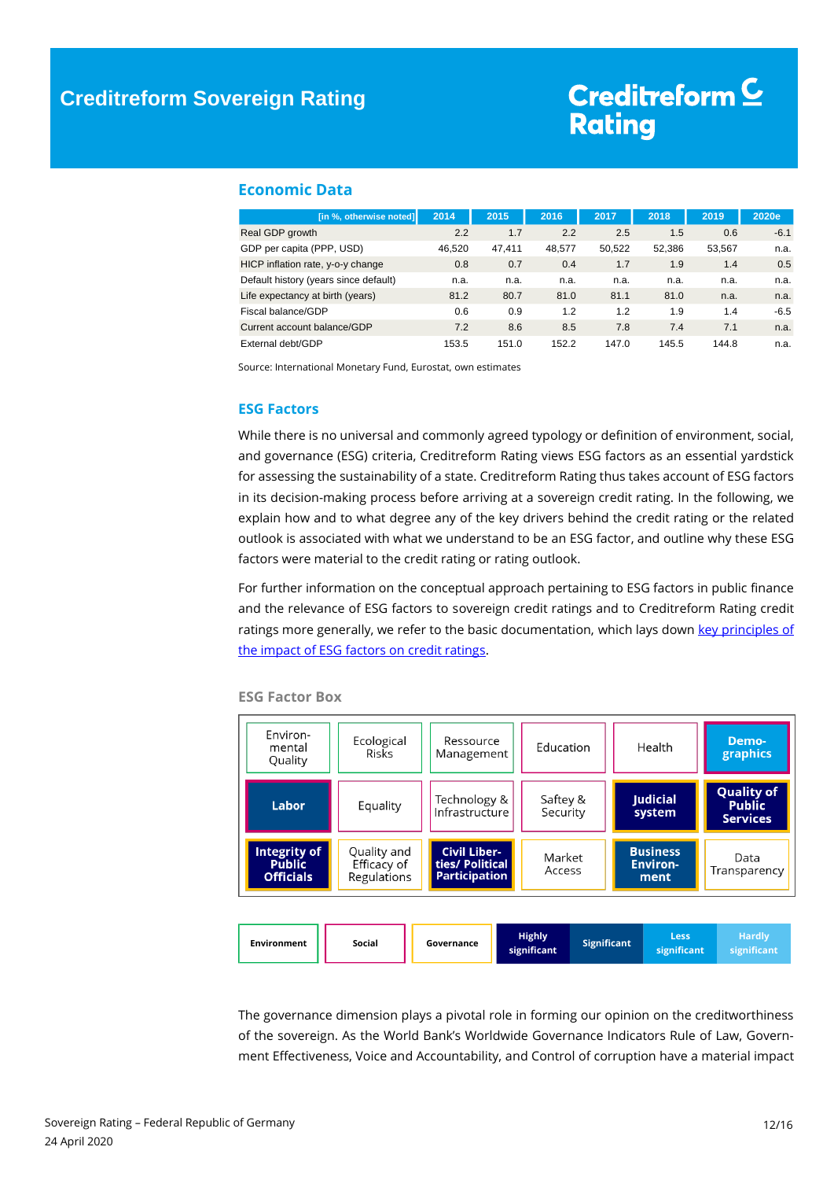## Economic Data

| [in %, otherwise noted] | 2014 | 2015 | 2016 | 2017 | 2018 | 2019 | 2020e |
|---|---|---|---|---|---|---|---|
| Real GDP growth | 2.2 | 1.7 | 2.2 | 2.5 | 1.5 | 0.6 | -6.1 |
| GDP per capita (PPP, USD) | 46,520 | 47,411 | 48,577 | 50,522 | 52,386 | 53,567 | n.a. |
| HICP inflation rate, y-o-y change | 0.8 | 0.7 | 0.4 | 1.7 | 1.9 | 1.4 | 0.5 |
| Default history (years since default) | n.a. | n.a. | n.a. | n.a. | n.a. | n.a. | n.a. |
| Life expectancy at birth (years) | 81.2 | 80.7 | 81.0 | 81.1 | 81.0 | n.a. | n.a. |
| Fiscal balance/GDP | 0.6 | 0.9 | 1.2 | 1.2 | 1.9 | 1.4 | -6.5 |
| Current account balance/GDP | 7.2 | 8.6 | 8.5 | 7.8 | 7.4 | 7.1 | n.a. |
| External debt/GDP | 153.5 | 151.0 | 152.2 | 147.0 | 145.5 | 144.8 | n.a. |

Source: International Monetary Fund, Eurostat, own estimates

## ESG Factors

While there is no universal and commonly agreed typology or definition of environment, social, and governance (ESG) criteria, Creditreform Rating views ESG factors as an essential yardstick for assessing the sustainability of a state. Creditreform Rating thus takes account of ESG factors in its decision-making process before arriving at a sovereign credit rating. In the following, we explain how and to what degree any of the key drivers behind the credit rating or the related outlook is associated with what we understand to be an ESG factor, and outline why these ESG factors were material to the credit rating or rating outlook.

For further information on the conceptual approach pertaining to ESG factors in public finance and the relevance of ESG factors to sovereign credit ratings and to Creditreform Rating credit ratings more generally, we refer to the basic documentation, which lays down key principles of the impact of ESG factors on credit ratings.

### ESG Factor Box

| | | | | | |
|---|---|---|---|---|---|
| Environ-mental Quality | Ecological Risks | Ressource Management | Education | Health | **Demo-graphics** |
| **Labor** | Equality | Technology & Infrastructure | Saftey & Security | **Judicial system** | **Quality of Public Services** |
| **Integrity of Public Officials** | Quality and Efficacy of Regulations | **Civil Liber-ties/ Political Participation** | Market Access | **Business Environ-ment** | Data Transparency |

| Environment | Social | Governance | Highly significant | Significant | Less significant | Hardly significant |
|---|---|---|---|---|---|---|

The governance dimension plays a pivotal role in forming our opinion on the creditworthiness of the sovereign. As the World Bank's Worldwide Governance Indicators Rule of Law, Government Effectiveness, Voice and Accountability, and Control of corruption have a material impact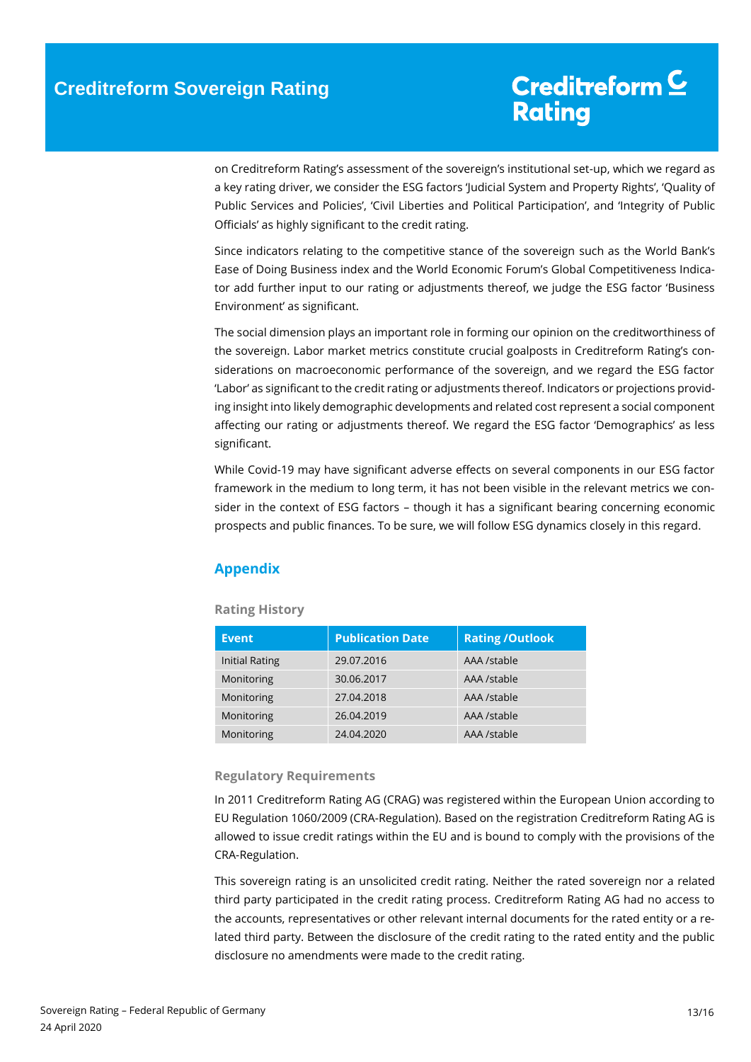on Creditreform Rating's assessment of the sovereign's institutional set-up, which we regard as a key rating driver, we consider the ESG factors 'Judicial System and Property Rights', 'Quality of Public Services and Policies', 'Civil Liberties and Political Participation', and 'Integrity of Public Officials' as highly significant to the credit rating.

Since indicators relating to the competitive stance of the sovereign such as the World Bank's Ease of Doing Business index and the World Economic Forum's Global Competitiveness Indicator add further input to our rating or adjustments thereof, we judge the ESG factor 'Business Environment' as significant.

The social dimension plays an important role in forming our opinion on the creditworthiness of the sovereign. Labor market metrics constitute crucial goalposts in Creditreform Rating's considerations on macroeconomic performance of the sovereign, and we regard the ESG factor 'Labor' as significant to the credit rating or adjustments thereof. Indicators or projections providing insight into likely demographic developments and related cost represent a social component affecting our rating or adjustments thereof. We regard the ESG factor 'Demographics' as less significant.

While Covid-19 may have significant adverse effects on several components in our ESG factor framework in the medium to long term, it has not been visible in the relevant metrics we consider in the context of ESG factors – though it has a significant bearing concerning economic prospects and public finances. To be sure, we will follow ESG dynamics closely in this regard.

## Appendix

### Rating History

| Event | Publication Date | Rating /Outlook |
|---|---|---|
| Initial Rating | 29.07.2016 | AAA /stable |
| Monitoring | 30.06.2017 | AAA /stable |
| Monitoring | 27.04.2018 | AAA /stable |
| Monitoring | 26.04.2019 | AAA /stable |
| Monitoring | 24.04.2020 | AAA /stable |

### Regulatory Requirements

In 2011 Creditreform Rating AG (CRAG) was registered within the European Union according to EU Regulation 1060/2009 (CRA-Regulation). Based on the registration Creditreform Rating AG is allowed to issue credit ratings within the EU and is bound to comply with the provisions of the CRA-Regulation.

This sovereign rating is an unsolicited credit rating. Neither the rated sovereign nor a related third party participated in the credit rating process. Creditreform Rating AG had no access to the accounts, representatives or other relevant internal documents for the rated entity or a related third party. Between the disclosure of the credit rating to the rated entity and the public disclosure no amendments were made to the credit rating.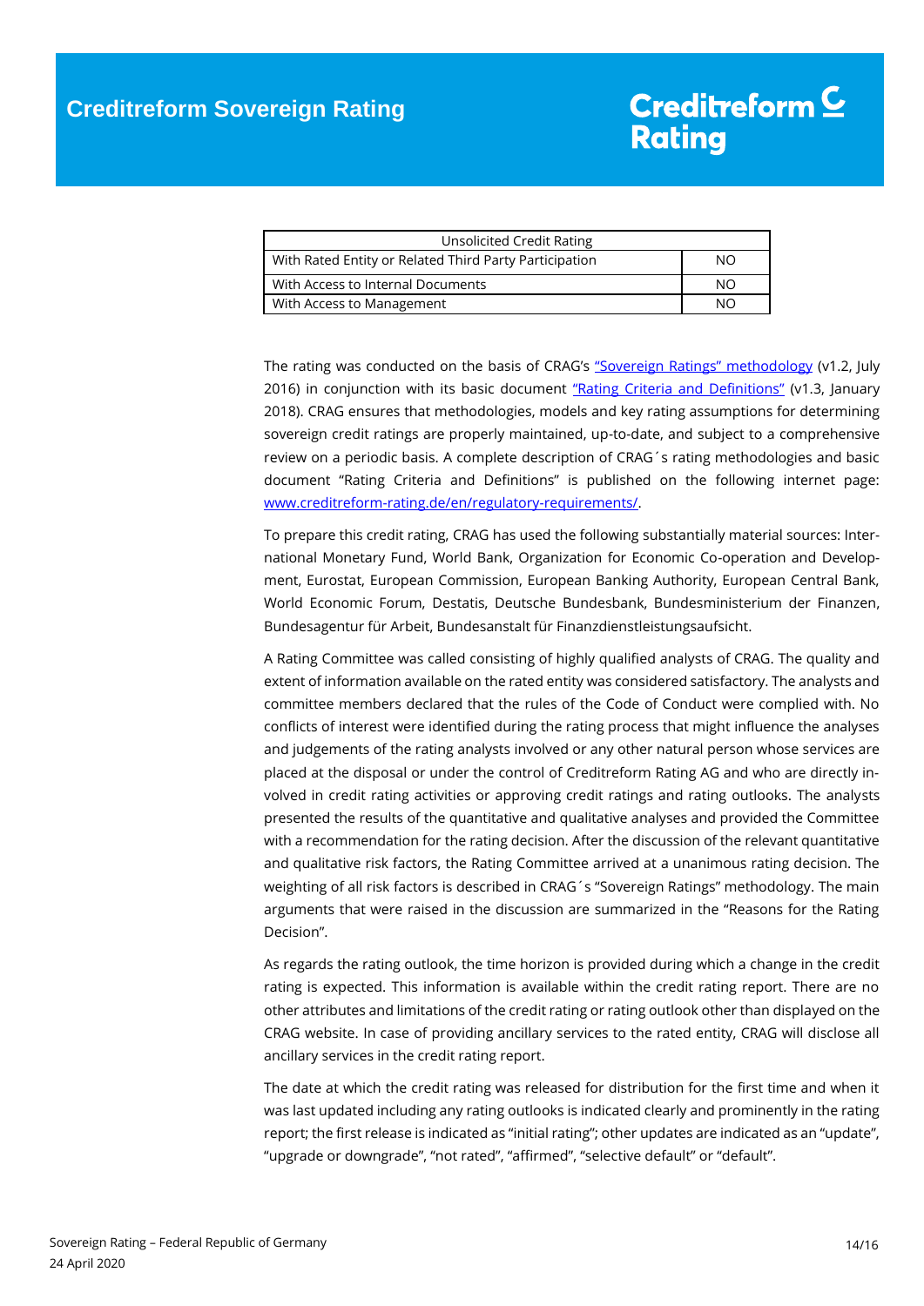| Unsolicited Credit Rating | |
|---|---|
| With Rated Entity or Related Third Party Participation | NO |
| With Access to Internal Documents | NO |
| With Access to Management | NO |

The rating was conducted on the basis of CRAG's ["Sovereign Ratings" methodology] (v1.2, July 2016) in conjunction with its basic document ["Rating Criteria and Definitions"] (v1.3, January 2018). CRAG ensures that methodologies, models and key rating assumptions for determining sovereign credit ratings are properly maintained, up-to-date, and subject to a comprehensive review on a periodic basis. A complete description of CRAG´s rating methodologies and basic document "Rating Criteria and Definitions" is published on the following internet page: www.creditreform-rating.de/en/regulatory-requirements/.

To prepare this credit rating, CRAG has used the following substantially material sources: International Monetary Fund, World Bank, Organization for Economic Co-operation and Development, Eurostat, European Commission, European Banking Authority, European Central Bank, World Economic Forum, Destatis, Deutsche Bundesbank, Bundesministerium der Finanzen, Bundesagentur für Arbeit, Bundesanstalt für Finanzdienstleistungsaufsicht.

A Rating Committee was called consisting of highly qualified analysts of CRAG. The quality and extent of information available on the rated entity was considered satisfactory. The analysts and committee members declared that the rules of the Code of Conduct were complied with. No conflicts of interest were identified during the rating process that might influence the analyses and judgements of the rating analysts involved or any other natural person whose services are placed at the disposal or under the control of Creditreform Rating AG and who are directly involved in credit rating activities or approving credit ratings and rating outlooks. The analysts presented the results of the quantitative and qualitative analyses and provided the Committee with a recommendation for the rating decision. After the discussion of the relevant quantitative and qualitative risk factors, the Rating Committee arrived at a unanimous rating decision. The weighting of all risk factors is described in CRAG´s "Sovereign Ratings" methodology. The main arguments that were raised in the discussion are summarized in the "Reasons for the Rating Decision".

As regards the rating outlook, the time horizon is provided during which a change in the credit rating is expected. This information is available within the credit rating report. There are no other attributes and limitations of the credit rating or rating outlook other than displayed on the CRAG website. In case of providing ancillary services to the rated entity, CRAG will disclose all ancillary services in the credit rating report.

The date at which the credit rating was released for distribution for the first time and when it was last updated including any rating outlooks is indicated clearly and prominently in the rating report; the first release is indicated as "initial rating"; other updates are indicated as an "update", "upgrade or downgrade", "not rated", "affirmed", "selective default" or "default".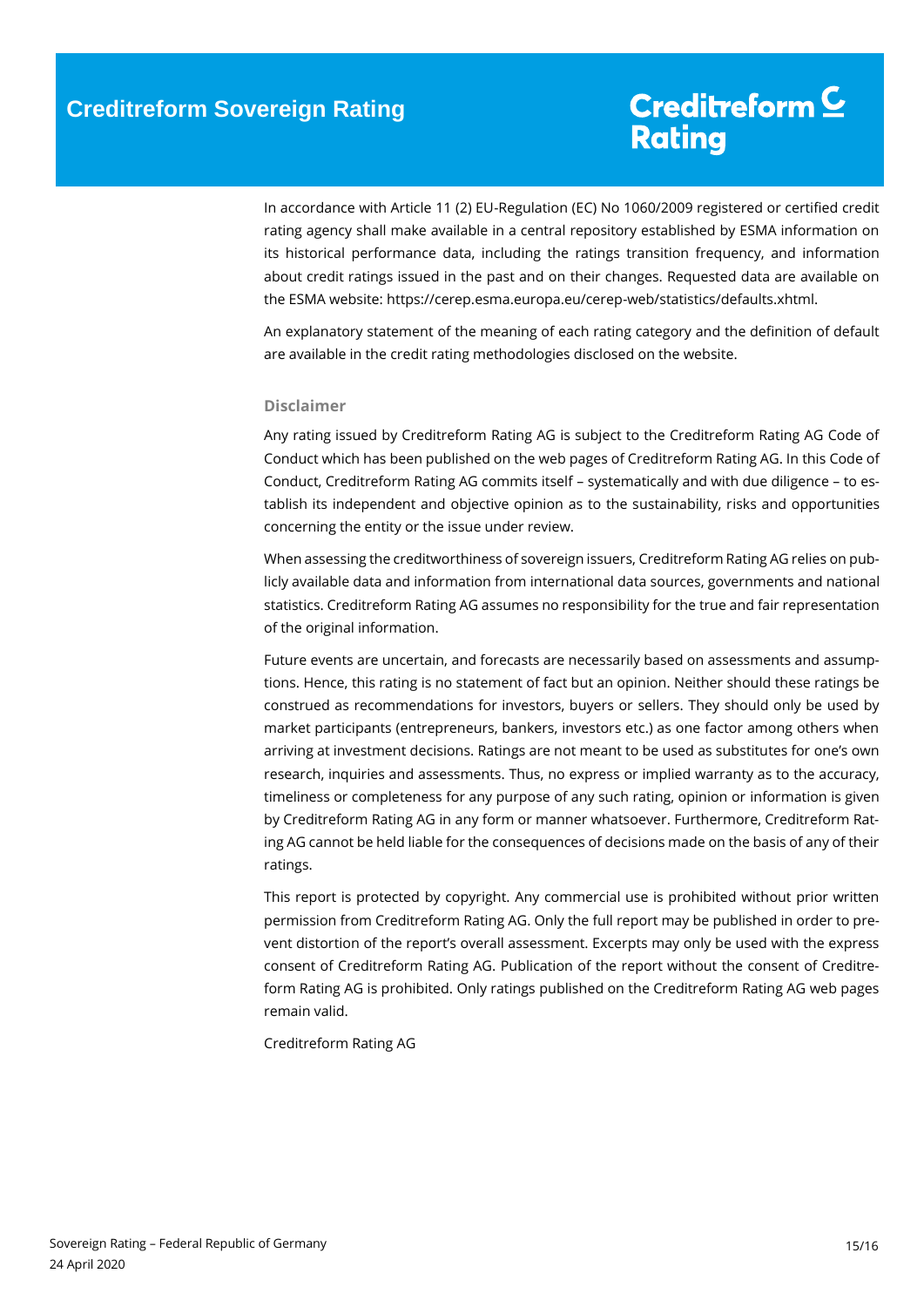In accordance with Article 11 (2) EU-Regulation (EC) No 1060/2009 registered or certified credit rating agency shall make available in a central repository established by ESMA information on its historical performance data, including the ratings transition frequency, and information about credit ratings issued in the past and on their changes. Requested data are available on the ESMA website: https://cerep.esma.europa.eu/cerep-web/statistics/defaults.xhtml.

An explanatory statement of the meaning of each rating category and the definition of default are available in the credit rating methodologies disclosed on the website.

### Disclaimer

Any rating issued by Creditreform Rating AG is subject to the Creditreform Rating AG Code of Conduct which has been published on the web pages of Creditreform Rating AG. In this Code of Conduct, Creditreform Rating AG commits itself – systematically and with due diligence – to establish its independent and objective opinion as to the sustainability, risks and opportunities concerning the entity or the issue under review.

When assessing the creditworthiness of sovereign issuers, Creditreform Rating AG relies on publicly available data and information from international data sources, governments and national statistics. Creditreform Rating AG assumes no responsibility for the true and fair representation of the original information.

Future events are uncertain, and forecasts are necessarily based on assessments and assumptions. Hence, this rating is no statement of fact but an opinion. Neither should these ratings be construed as recommendations for investors, buyers or sellers. They should only be used by market participants (entrepreneurs, bankers, investors etc.) as one factor among others when arriving at investment decisions. Ratings are not meant to be used as substitutes for one's own research, inquiries and assessments. Thus, no express or implied warranty as to the accuracy, timeliness or completeness for any purpose of any such rating, opinion or information is given by Creditreform Rating AG in any form or manner whatsoever. Furthermore, Creditreform Rating AG cannot be held liable for the consequences of decisions made on the basis of any of their ratings.

This report is protected by copyright. Any commercial use is prohibited without prior written permission from Creditreform Rating AG. Only the full report may be published in order to prevent distortion of the report's overall assessment. Excerpts may only be used with the express consent of Creditreform Rating AG. Publication of the report without the consent of Creditreform Rating AG is prohibited. Only ratings published on the Creditreform Rating AG web pages remain valid.

Creditreform Rating AG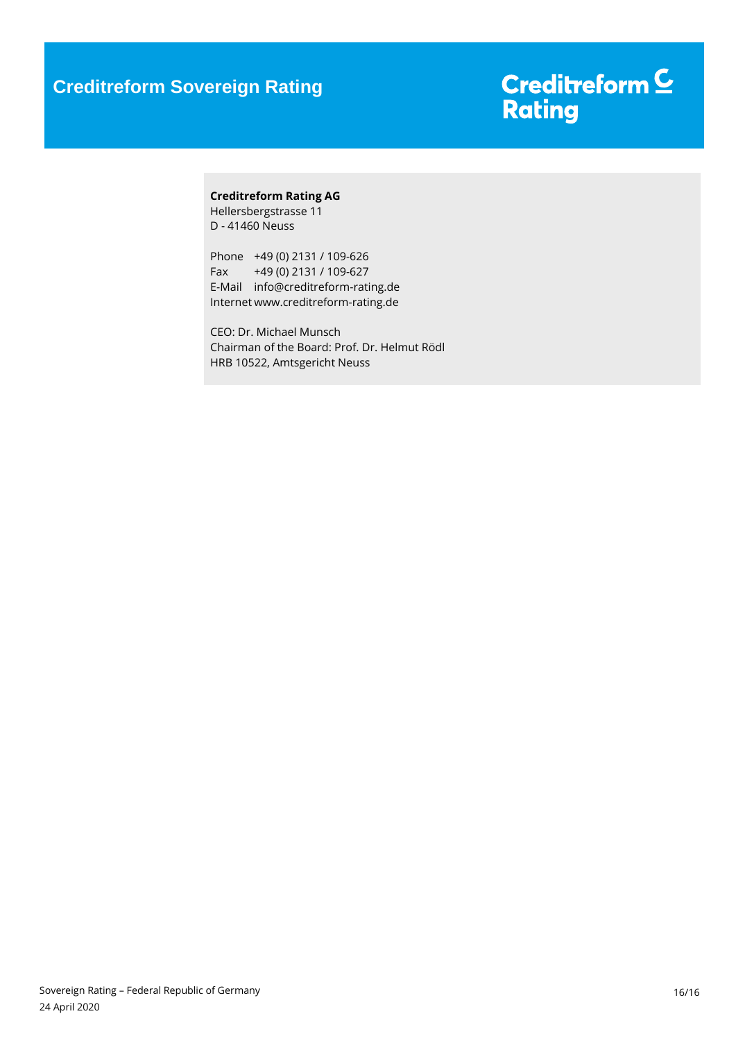**Creditreform Rating AG**
Hellersbergstrasse 11
D - 41460 Neuss

Phone +49 (0) 2131 / 109-626
Fax +49 (0) 2131 / 109-627
E-Mail info@creditreform-rating.de
Internet www.creditreform-rating.de

CEO: Dr. Michael Munsch
Chairman of the Board: Prof. Dr. Helmut Rödl
HRB 10522, Amtsgericht Neuss